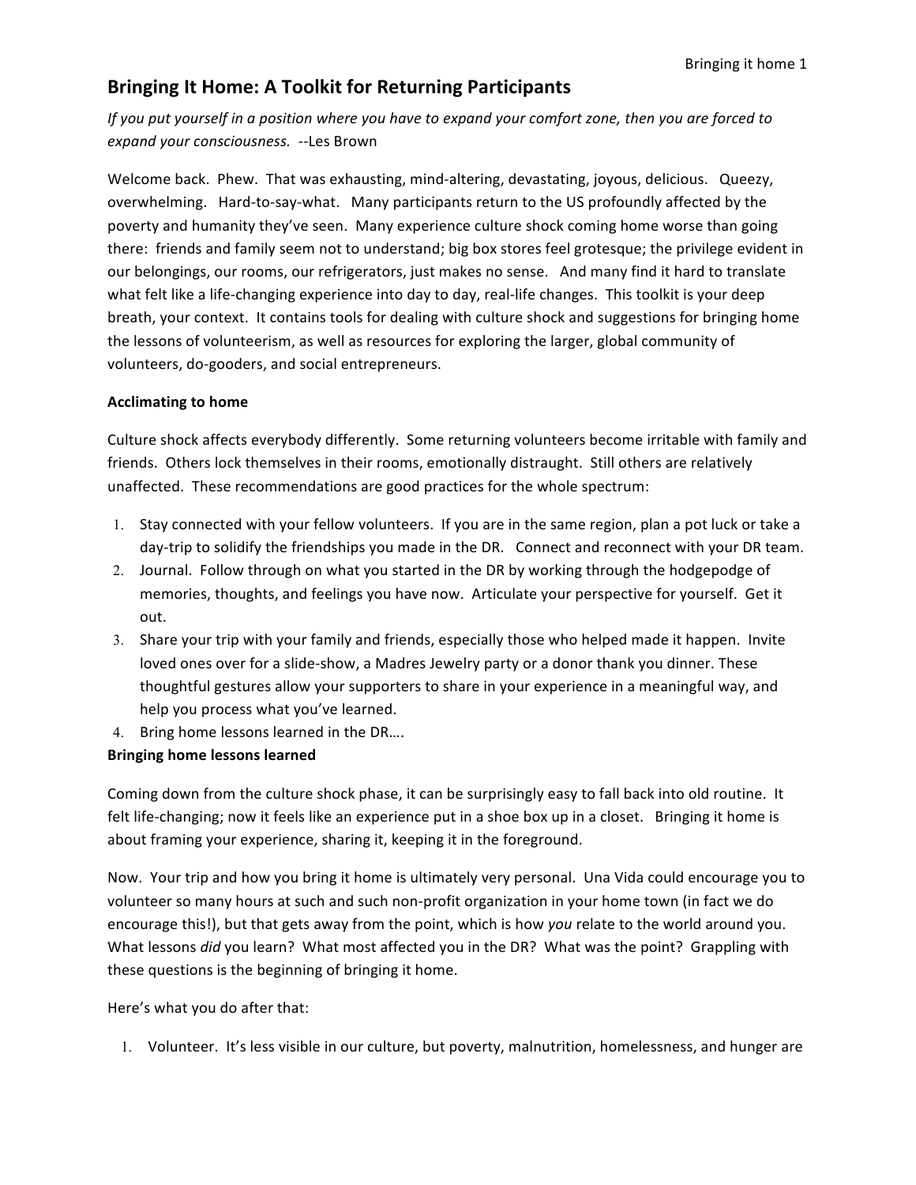# Bringing It Home: A Toolkit for Returning Participants

*If you put yourself in a position where you have to expand your comfort zone, then you are forced to expand your consciousness.* --Les Brown

Welcome back. Phew. That was exhausting, mind-altering, devastating, joyous, delicious. Queezy, overwhelming. Hard-to-say-what. Many participants return to the US profoundly affected by the poverty and humanity they've seen. Many experience culture shock coming home worse than going there: friends and family seem not to understand; big box stores feel grotesque; the privilege evident in our belongings, our rooms, our refrigerators, just makes no sense. And many find it hard to translate what felt like a life-changing experience into day to day, real-life changes. This toolkit is your deep breath, your context. It contains tools for dealing with culture shock and suggestions for bringing home the lessons of volunteerism, as well as resources for exploring the larger, global community of volunteers, do-gooders, and social entrepreneurs.

**Acclimating to home**

Culture shock affects everybody differently. Some returning volunteers become irritable with family and friends. Others lock themselves in their rooms, emotionally distraught. Still others are relatively unaffected. These recommendations are good practices for the whole spectrum:

1. Stay connected with your fellow volunteers. If you are in the same region, plan a pot luck or take a day-trip to solidify the friendships you made in the DR. Connect and reconnect with your DR team.
2. Journal. Follow through on what you started in the DR by working through the hodgepodge of memories, thoughts, and feelings you have now. Articulate your perspective for yourself. Get it out.
3. Share your trip with your family and friends, especially those who helped made it happen. Invite loved ones over for a slide-show, a Madres Jewelry party or a donor thank you dinner. These thoughtful gestures allow your supporters to share in your experience in a meaningful way, and help you process what you've learned.
4. Bring home lessons learned in the DR….

**Bringing home lessons learned**

Coming down from the culture shock phase, it can be surprisingly easy to fall back into old routine. It felt life-changing; now it feels like an experience put in a shoe box up in a closet. Bringing it home is about framing your experience, sharing it, keeping it in the foreground.

Now. Your trip and how you bring it home is ultimately very personal. Una Vida could encourage you to volunteer so many hours at such and such non-profit organization in your home town (in fact we do encourage this!), but that gets away from the point, which is how *you* relate to the world around you. What lessons *did* you learn? What most affected you in the DR? What was the point? Grappling with these questions is the beginning of bringing it home.

Here's what you do after that:

1. Volunteer. It's less visible in our culture, but poverty, malnutrition, homelessness, and hunger are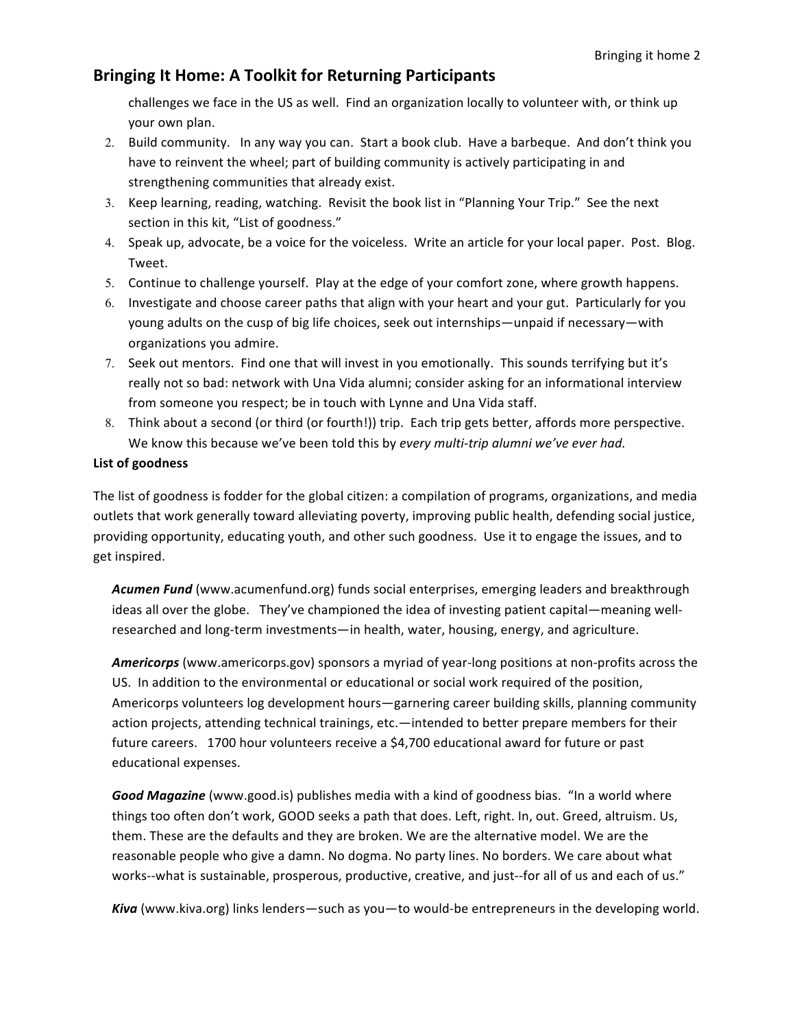# Bringing It Home: A Toolkit for Returning Participants

challenges we face in the US as well. Find an organization locally to volunteer with, or think up your own plan.

2. Build community. In any way you can. Start a book club. Have a barbeque. And don't think you have to reinvent the wheel; part of building community is actively participating in and strengthening communities that already exist.
3. Keep learning, reading, watching. Revisit the book list in "Planning Your Trip." See the next section in this kit, "List of goodness."
4. Speak up, advocate, be a voice for the voiceless. Write an article for your local paper. Post. Blog. Tweet.
5. Continue to challenge yourself. Play at the edge of your comfort zone, where growth happens.
6. Investigate and choose career paths that align with your heart and your gut. Particularly for you young adults on the cusp of big life choices, seek out internships—unpaid if necessary—with organizations you admire.
7. Seek out mentors. Find one that will invest in you emotionally. This sounds terrifying but it's really not so bad: network with Una Vida alumni; consider asking for an informational interview from someone you respect; be in touch with Lynne and Una Vida staff.
8. Think about a second (or third (or fourth!)) trip. Each trip gets better, affords more perspective. We know this because we've been told this by *every multi-trip alumni we've ever had.*

**List of goodness**

The list of goodness is fodder for the global citizen: a compilation of programs, organizations, and media outlets that work generally toward alleviating poverty, improving public health, defending social justice, providing opportunity, educating youth, and other such goodness. Use it to engage the issues, and to get inspired.

***Acumen Fund*** (www.acumenfund.org) funds social enterprises, emerging leaders and breakthrough ideas all over the globe. They've championed the idea of investing patient capital—meaning well-researched and long-term investments—in health, water, housing, energy, and agriculture.

***Americorps*** (www.americorps.gov) sponsors a myriad of year-long positions at non-profits across the US. In addition to the environmental or educational or social work required of the position, Americorps volunteers log development hours—garnering career building skills, planning community action projects, attending technical trainings, etc.—intended to better prepare members for their future careers. 1700 hour volunteers receive a $4,700 educational award for future or past educational expenses.

***Good Magazine*** (www.good.is) publishes media with a kind of goodness bias. "In a world where things too often don't work, GOOD seeks a path that does. Left, right. In, out. Greed, altruism. Us, them. These are the defaults and they are broken. We are the alternative model. We are the reasonable people who give a damn. No dogma. No party lines. No borders. We care about what works--what is sustainable, prosperous, productive, creative, and just--for all of us and each of us."

***Kiva*** (www.kiva.org) links lenders—such as you—to would-be entrepreneurs in the developing world.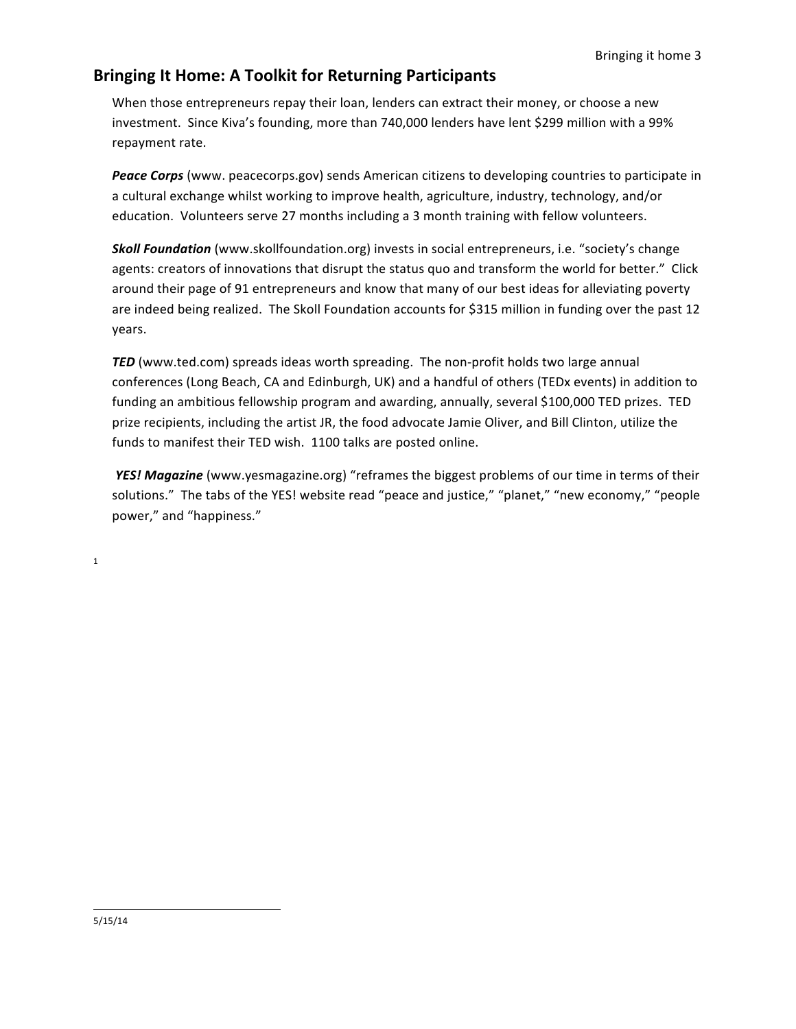## Bringing It Home: A Toolkit for Returning Participants

When those entrepreneurs repay their loan, lenders can extract their money, or choose a new investment. Since Kiva's founding, more than 740,000 lenders have lent $299 million with a 99% repayment rate.

***Peace Corps*** (www. peacecorps.gov) sends American citizens to developing countries to participate in a cultural exchange whilst working to improve health, agriculture, industry, technology, and/or education. Volunteers serve 27 months including a 3 month training with fellow volunteers.

***Skoll Foundation*** (www.skollfoundation.org) invests in social entrepreneurs, i.e. "society's change agents: creators of innovations that disrupt the status quo and transform the world for better." Click around their page of 91 entrepreneurs and know that many of our best ideas for alleviating poverty are indeed being realized. The Skoll Foundation accounts for $315 million in funding over the past 12 years.

***TED*** (www.ted.com) spreads ideas worth spreading. The non-profit holds two large annual conferences (Long Beach, CA and Edinburgh, UK) and a handful of others (TEDx events) in addition to funding an ambitious fellowship program and awarding, annually, several $100,000 TED prizes. TED prize recipients, including the artist JR, the food advocate Jamie Oliver, and Bill Clinton, utilize the funds to manifest their TED wish. 1100 talks are posted online.

***YES! Magazine*** (www.yesmagazine.org) "reframes the biggest problems of our time in terms of their solutions." The tabs of the YES! website read "peace and justice," "planet," "new economy," "people power," and "happiness."

[1]

5/15/14